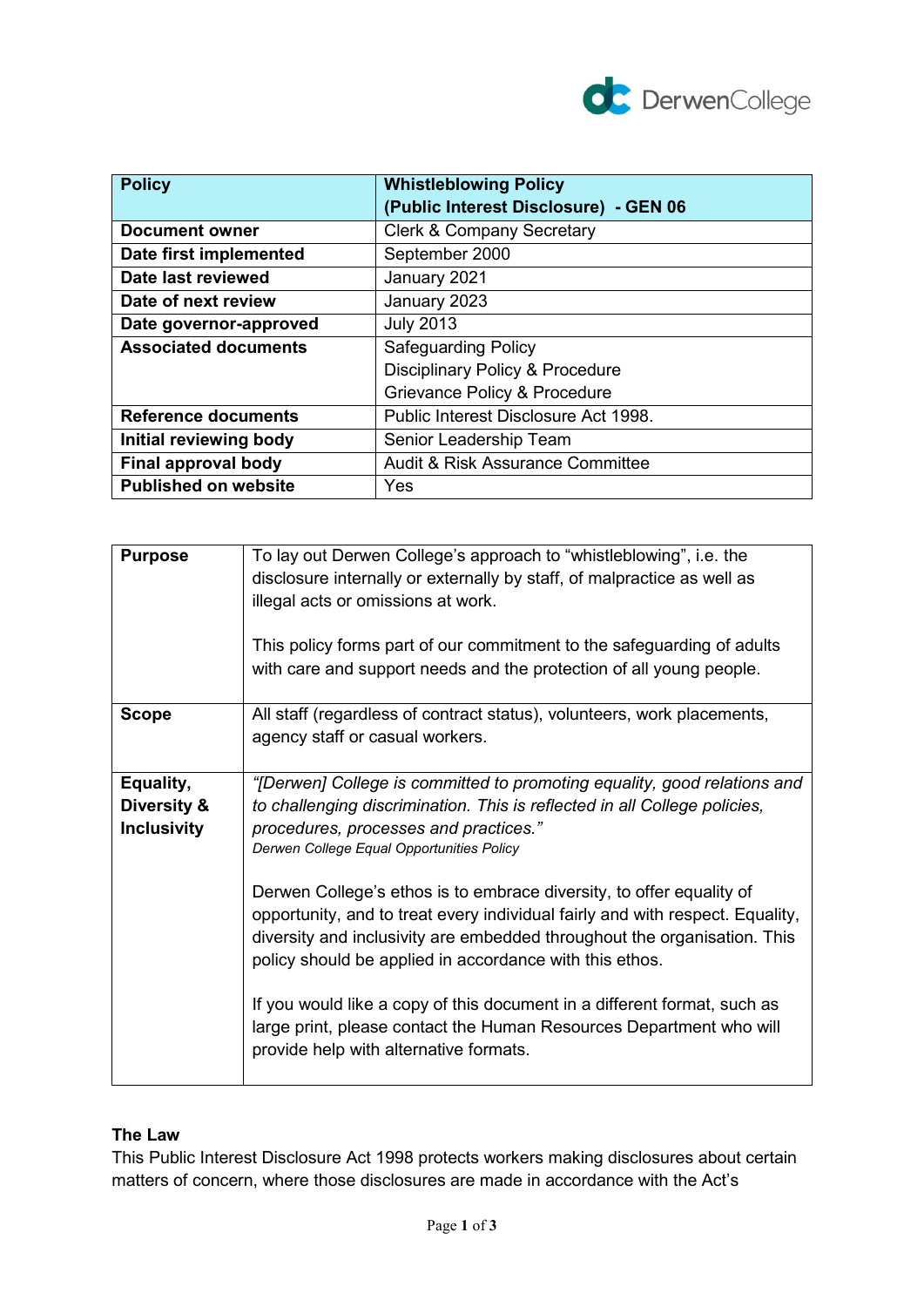| Policy | Whistleblowing Policy (Public Interest Disclosure) - GEN 06 |
|---|---|
| Document owner | Clerk & Company Secretary |
| Date first implemented | September 2000 |
| Date last reviewed | January 2021 |
| Date of next review | January 2023 |
| Date governor-approved | July 2013 |
| Associated documents | Safeguarding Policy<br>Disciplinary Policy & Procedure<br>Grievance Policy & Procedure |
| Reference documents | Public Interest Disclosure Act 1998. |
| Initial reviewing body | Senior Leadership Team |
| Final approval body | Audit & Risk Assurance Committee |
| Published on website | Yes |

| **Purpose** | To lay out Derwen College's approach to "whistleblowing", i.e. the disclosure internally or externally by staff, of malpractice as well as illegal acts or omissions at work.<br><br>This policy forms part of our commitment to the safeguarding of adults with care and support needs and the protection of all young people. |
|---|---|
| **Scope** | All staff (regardless of contract status), volunteers, work placements, agency staff or casual workers. |
| **Equality, Diversity & Inclusivity** | *"[Derwen] College is committed to promoting equality, good relations and to challenging discrimination. This is reflected in all College policies, procedures, processes and practices."*<br>*Derwen College Equal Opportunities Policy*<br><br>Derwen College's ethos is to embrace diversity, to offer equality of opportunity, and to treat every individual fairly and with respect. Equality, diversity and inclusivity are embedded throughout the organisation. This policy should be applied in accordance with this ethos.<br><br>If you would like a copy of this document in a different format, such as large print, please contact the Human Resources Department who will provide help with alternative formats. |

**The Law**

This Public Interest Disclosure Act 1998 protects workers making disclosures about certain matters of concern, where those disclosures are made in accordance with the Act's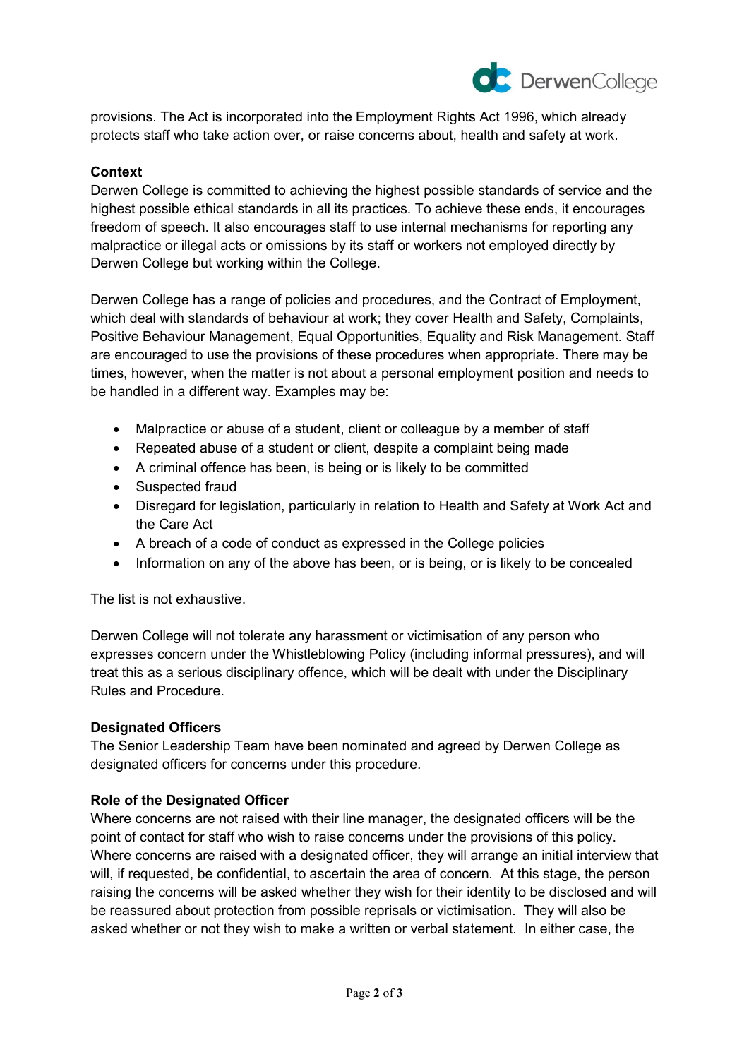provisions. The Act is incorporated into the Employment Rights Act 1996, which already protects staff who take action over, or raise concerns about, health and safety at work.

**Context**

Derwen College is committed to achieving the highest possible standards of service and the highest possible ethical standards in all its practices. To achieve these ends, it encourages freedom of speech. It also encourages staff to use internal mechanisms for reporting any malpractice or illegal acts or omissions by its staff or workers not employed directly by Derwen College but working within the College.

Derwen College has a range of policies and procedures, and the Contract of Employment, which deal with standards of behaviour at work; they cover Health and Safety, Complaints, Positive Behaviour Management, Equal Opportunities, Equality and Risk Management. Staff are encouraged to use the provisions of these procedures when appropriate. There may be times, however, when the matter is not about a personal employment position and needs to be handled in a different way. Examples may be:

- Malpractice or abuse of a student, client or colleague by a member of staff
- Repeated abuse of a student or client, despite a complaint being made
- A criminal offence has been, is being or is likely to be committed
- Suspected fraud
- Disregard for legislation, particularly in relation to Health and Safety at Work Act and the Care Act
- A breach of a code of conduct as expressed in the College policies
- Information on any of the above has been, or is being, or is likely to be concealed

The list is not exhaustive.

Derwen College will not tolerate any harassment or victimisation of any person who expresses concern under the Whistleblowing Policy (including informal pressures), and will treat this as a serious disciplinary offence, which will be dealt with under the Disciplinary Rules and Procedure.

**Designated Officers**

The Senior Leadership Team have been nominated and agreed by Derwen College as designated officers for concerns under this procedure.

**Role of the Designated Officer**

Where concerns are not raised with their line manager, the designated officers will be the point of contact for staff who wish to raise concerns under the provisions of this policy. Where concerns are raised with a designated officer, they will arrange an initial interview that will, if requested, be confidential, to ascertain the area of concern. At this stage, the person raising the concerns will be asked whether they wish for their identity to be disclosed and will be reassured about protection from possible reprisals or victimisation. They will also be asked whether or not they wish to make a written or verbal statement. In either case, the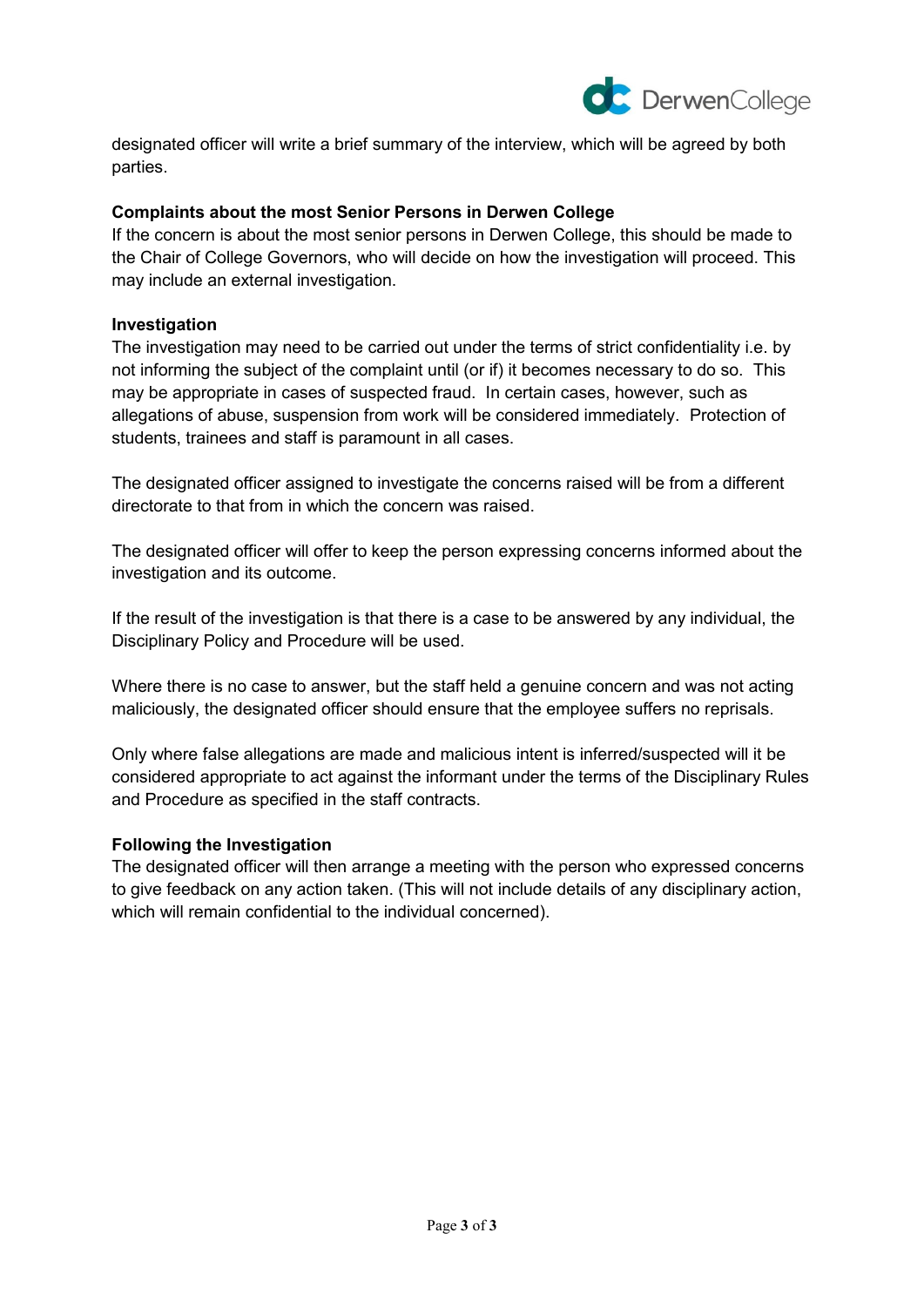designated officer will write a brief summary of the interview, which will be agreed by both parties.

**Complaints about the most Senior Persons in Derwen College**

If the concern is about the most senior persons in Derwen College, this should be made to the Chair of College Governors, who will decide on how the investigation will proceed. This may include an external investigation.

**Investigation**

The investigation may need to be carried out under the terms of strict confidentiality i.e. by not informing the subject of the complaint until (or if) it becomes necessary to do so. This may be appropriate in cases of suspected fraud. In certain cases, however, such as allegations of abuse, suspension from work will be considered immediately. Protection of students, trainees and staff is paramount in all cases.

The designated officer assigned to investigate the concerns raised will be from a different directorate to that from in which the concern was raised.

The designated officer will offer to keep the person expressing concerns informed about the investigation and its outcome.

If the result of the investigation is that there is a case to be answered by any individual, the Disciplinary Policy and Procedure will be used.

Where there is no case to answer, but the staff held a genuine concern and was not acting maliciously, the designated officer should ensure that the employee suffers no reprisals.

Only where false allegations are made and malicious intent is inferred/suspected will it be considered appropriate to act against the informant under the terms of the Disciplinary Rules and Procedure as specified in the staff contracts.

**Following the Investigation**

The designated officer will then arrange a meeting with the person who expressed concerns to give feedback on any action taken. (This will not include details of any disciplinary action, which will remain confidential to the individual concerned).